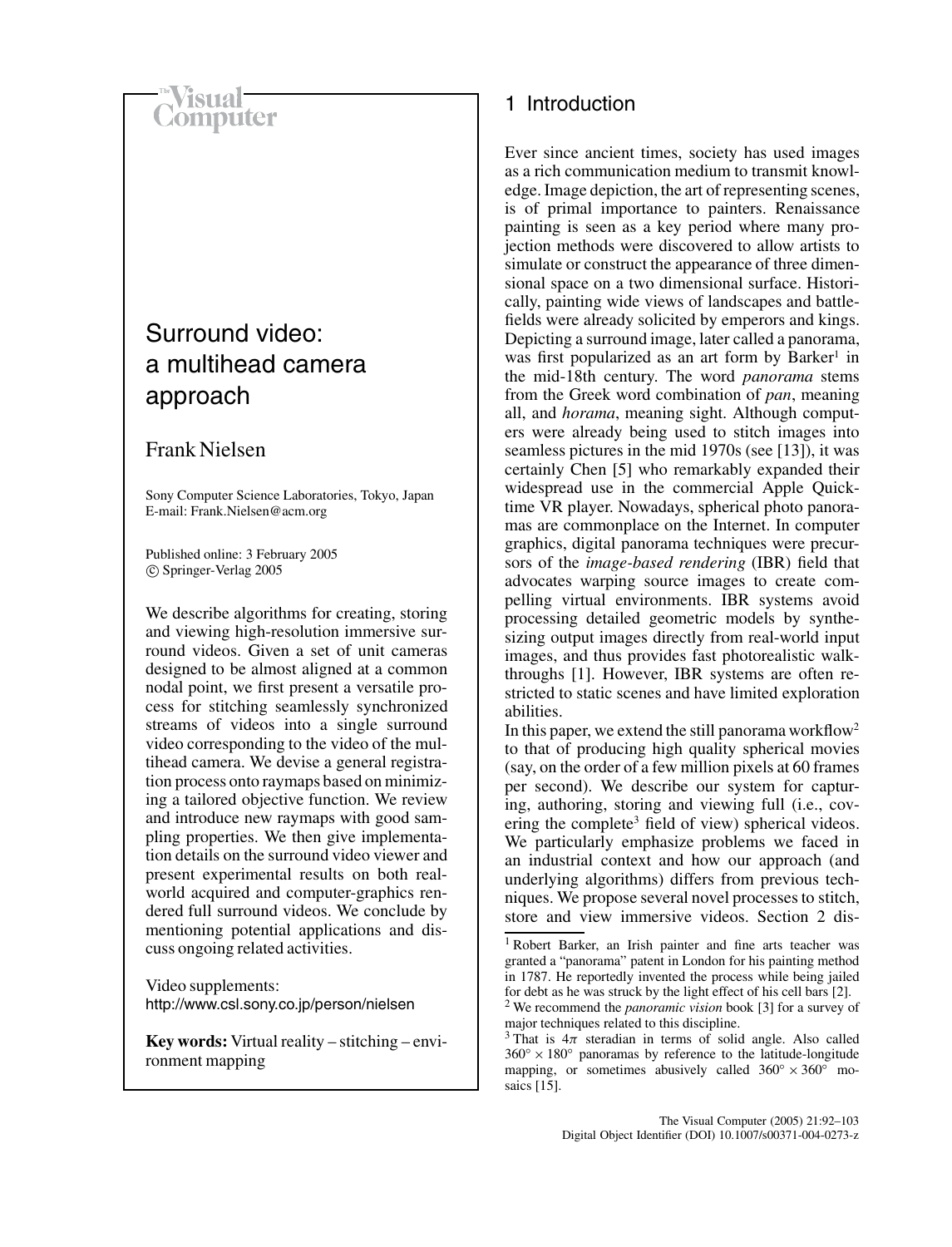# Surround video: a multihead camera approach

Frank Nielsen

Sony Computer Science Laboratories, Tokyo, Japan
E-mail: Frank.Nielsen@acm.org

Published online: 3 February 2005
© Springer-Verlag 2005

We describe algorithms for creating, storing and viewing high-resolution immersive surround videos. Given a set of unit cameras designed to be almost aligned at a common nodal point, we first present a versatile process for stitching seamlessly synchronized streams of videos into a single surround video corresponding to the video of the multihead camera. We devise a general registration process onto raymaps based on minimizing a tailored objective function. We review and introduce new raymaps with good sampling properties. We then give implementation details on the surround video viewer and present experimental results on both real-world acquired and computer-graphics rendered full surround videos. We conclude by mentioning potential applications and discuss ongoing related activities.

Video supplements:
http://www.csl.sony.co.jp/person/nielsen

**Key words:** Virtual reality – stitching – environment mapping

## 1 Introduction

Ever since ancient times, society has used images as a rich communication medium to transmit knowledge. Image depiction, the art of representing scenes, is of primal importance to painters. Renaissance painting is seen as a key period where many projection methods were discovered to allow artists to simulate or construct the appearance of three dimensional space on a two dimensional surface. Historically, painting wide views of landscapes and battlefields were already solicited by emperors and kings. Depicting a surround image, later called a panorama, was first popularized as an art form by Barker[1] in the mid-18th century. The word *panorama* stems from the Greek word combination of *pan*, meaning all, and *horama*, meaning sight. Although computers were already being used to stitch images into seamless pictures in the mid 1970s (see [13]), it was certainly Chen [5] who remarkably expanded their widespread use in the commercial Apple Quicktime VR player. Nowadays, spherical photo panoramas are commonplace on the Internet. In computer graphics, digital panorama techniques were precursors of the *image-based rendering* (IBR) field that advocates warping source images to create compelling virtual environments. IBR systems avoid processing detailed geometric models by synthesizing output images directly from real-world input images, and thus provides fast photorealistic walkthroughs [1]. However, IBR systems are often restricted to static scenes and have limited exploration abilities.

In this paper, we extend the still panorama workflow[2] to that of producing high quality spherical movies (say, on the order of a few million pixels at 60 frames per second). We describe our system for capturing, authoring, storing and viewing full (i.e., covering the complete[3] field of view) spherical videos. We particularly emphasize problems we faced in an industrial context and how our approach (and underlying algorithms) differs from previous techniques. We propose several novel processes to stitch, store and view immersive videos. Section 2 dis-

[1] Robert Barker, an Irish painter and fine arts teacher was granted a "panorama" patent in London for his painting method in 1787. He reportedly invented the process while being jailed for debt as he was struck by the light effect of his cell bars [2].

[2] We recommend the *panoramic vision* book [3] for a survey of major techniques related to this discipline.

[3] That is $4\pi$ steradian in terms of solid angle. Also called $360^\circ \times 180^\circ$ panoramas by reference to the latitude-longitude mapping, or sometimes abusively called $360^\circ \times 360^\circ$ mosaics [15].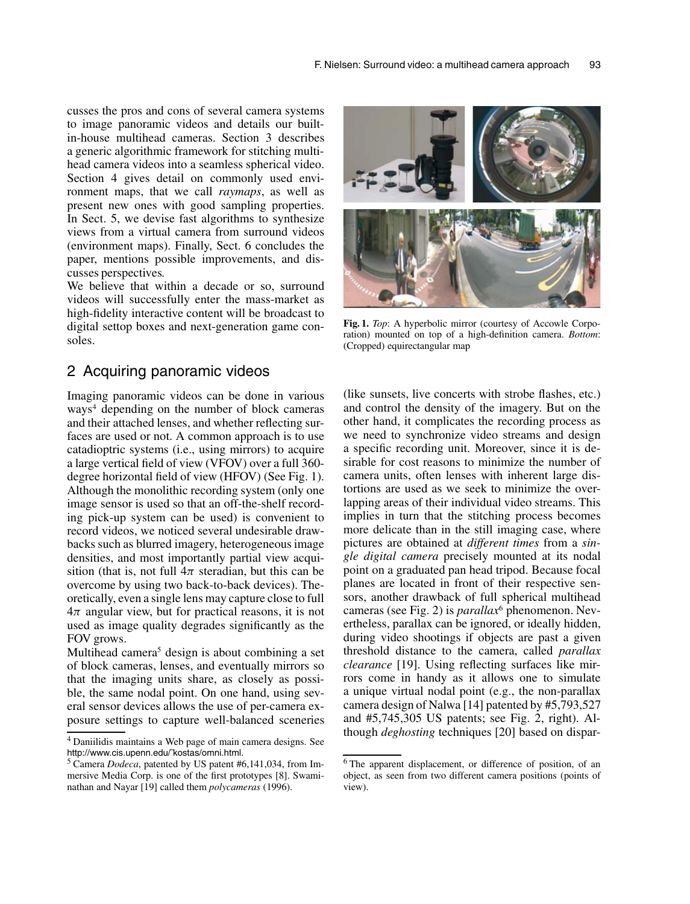cusses the pros and cons of several camera systems to image panoramic videos and details our built-in-house multihead cameras. Section 3 describes a generic algorithmic framework for stitching multihead camera videos into a seamless spherical video. Section 4 gives detail on commonly used environment maps, that we call *raymaps*, as well as present new ones with good sampling properties. In Sect. 5, we devise fast algorithms to synthesize views from a virtual camera from surround videos (environment maps). Finally, Sect. 6 concludes the paper, mentions possible improvements, and discusses perspectives.

We believe that within a decade or so, surround videos will successfully enter the mass-market as high-fidelity interactive content will be broadcast to digital settop boxes and next-generation game consoles.

**Fig. 1.** *Top*: A hyperbolic mirror (courtesy of Accowle Corporation) mounted on top of a high-definition camera. *Bottom*: (Cropped) equirectangular map

## 2 Acquiring panoramic videos

Imaging panoramic videos can be done in various ways[4] depending on the number of block cameras and their attached lenses, and whether reflecting surfaces are used or not. A common approach is to use catadioptric systems (i.e., using mirrors) to acquire a large vertical field of view (VFOV) over a full 360-degree horizontal field of view (HFOV) (See Fig. 1). Although the monolithic recording system (only one image sensor is used so that an off-the-shelf recording pick-up system can be used) is convenient to record videos, we noticed several undesirable drawbacks such as blurred imagery, heterogeneous image densities, and most importantly partial view acquisition (that is, not full $4\pi$ steradian, but this can be overcome by using two back-to-back devices). Theoretically, even a single lens may capture close to full $4\pi$ angular view, but for practical reasons, it is not used as image quality degrades significantly as the FOV grows.

Multihead camera[5] design is about combining a set of block cameras, lenses, and eventually mirrors so that the imaging units share, as closely as possible, the same nodal point. On one hand, using several sensor devices allows the use of per-camera exposure settings to capture well-balanced sceneries (like sunsets, live concerts with strobe flashes, etc.) and control the density of the imagery. But on the other hand, it complicates the recording process as we need to synchronize video streams and design a specific recording unit. Moreover, since it is desirable for cost reasons to minimize the number of camera units, often lenses with inherent large distortions are used as we seek to minimize the overlapping areas of their individual video streams. This implies in turn that the stitching process becomes more delicate than in the still imaging case, where pictures are obtained at *different times* from a *single digital camera* precisely mounted at its nodal point on a graduated pan head tripod. Because focal planes are located in front of their respective sensors, another drawback of full spherical multihead cameras (see Fig. 2) is *parallax*[6] phenomenon. Nevertheless, parallax can be ignored, or ideally hidden, during video shootings if objects are past a given threshold distance to the camera, called *parallax clearance* [19]. Using reflecting surfaces like mirrors come in handy as it allows one to simulate a unique virtual nodal point (e.g., the non-parallax camera design of Nalwa [14] patented by #5,793,527 and #5,745,305 US patents; see Fig. 2, right). Although *deghosting* techniques [20] based on dispar-

[4] Daniilidis maintains a Web page of main camera designs. See http://www.cis.upenn.edu/˜kostas/omni.html.

[5] Camera *Dodeca*, patented by US patent #6,141,034, from Immersive Media Corp. is one of the first prototypes [8]. Swaminathan and Nayar [19] called them *polycameras* (1996).

[6] The apparent displacement, or difference of position, of an object, as seen from two different camera positions (points of view).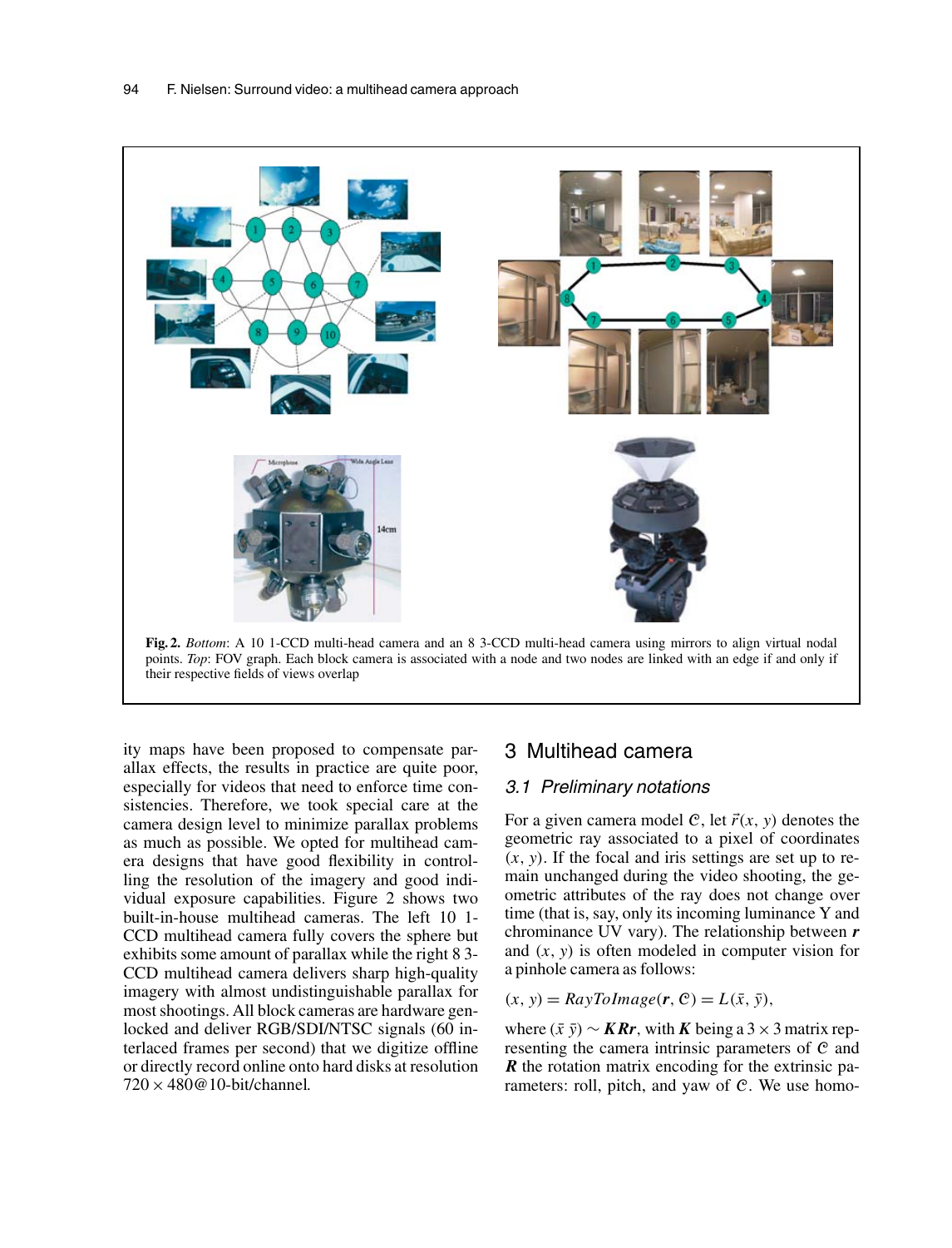**Fig. 2.** *Bottom*: A 10 1-CCD multi-head camera and an 8 3-CCD multi-head camera using mirrors to align virtual nodal points. *Top*: FOV graph. Each block camera is associated with a node and two nodes are linked with an edge if and only if their respective fields of views overlap

ity maps have been proposed to compensate parallax effects, the results in practice are quite poor, especially for videos that need to enforce time consistencies. Therefore, we took special care at the camera design level to minimize parallax problems as much as possible. We opted for multihead camera designs that have good flexibility in controlling the resolution of the imagery and good individual exposure capabilities. Figure 2 shows two built-in-house multihead cameras. The left 10 1-CCD multihead camera fully covers the sphere but exhibits some amount of parallax while the right 8 3-CCD multihead camera delivers sharp high-quality imagery with almost undistinguishable parallax for most shootings. All block cameras are hardware genlocked and deliver RGB/SDI/NTSC signals (60 interlaced frames per second) that we digitize offline or directly record online onto hard disks at resolution $720 \times 480$@10-bit/channel.

## 3 Multihead camera

### 3.1 Preliminary notations

For a given camera model $\mathcal{C}$, let $\vec{r}(x, y)$ denotes the geometric ray associated to a pixel of coordinates $(x, y)$. If the focal and iris settings are set up to remain unchanged during the video shooting, the geometric attributes of the ray does not change over time (that is, say, only its incoming luminance Y and chrominance UV vary). The relationship between $\boldsymbol{r}$ and $(x, y)$ is often modeled in computer vision for a pinhole camera as follows:

$$(x, y) = RayToImage(\boldsymbol{r}, \mathcal{C}) = L(\bar{x}, \bar{y}),$$

where $(\bar{x}\ \bar{y}) \sim \boldsymbol{KRr}$, with $\boldsymbol{K}$ being a $3 \times 3$ matrix representing the camera intrinsic parameters of $\mathcal{C}$ and $\boldsymbol{R}$ the rotation matrix encoding for the extrinsic parameters: roll, pitch, and yaw of $\mathcal{C}$. We use homo-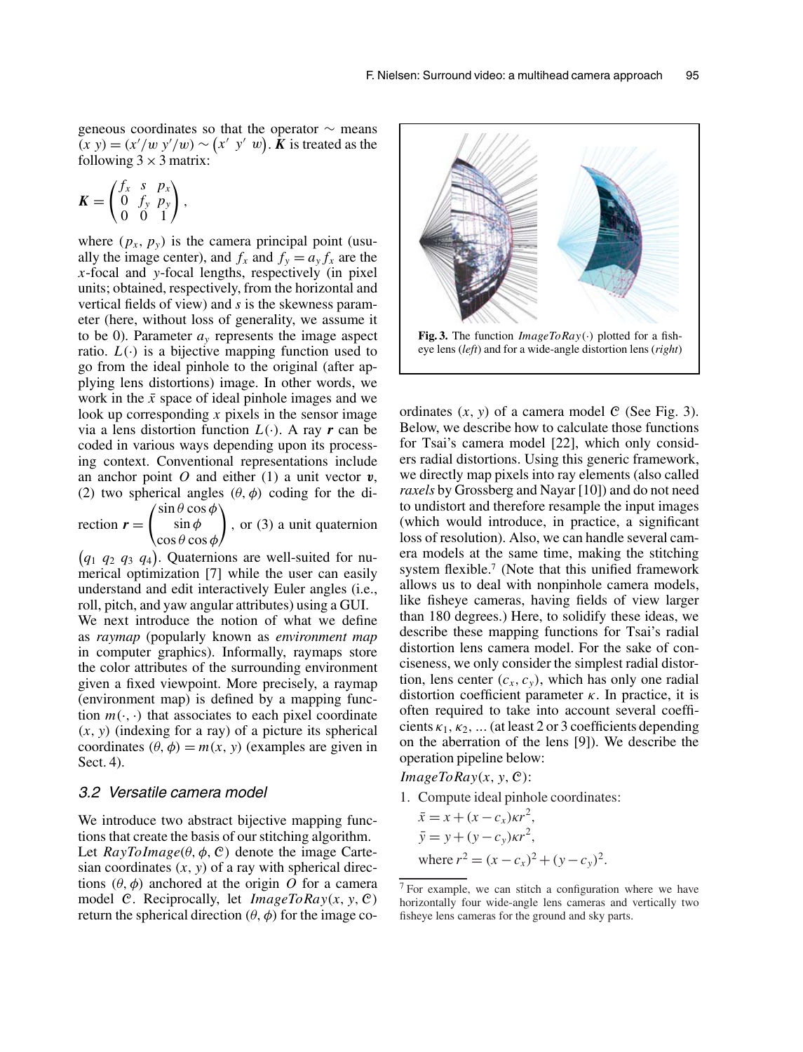geneous coordinates so that the operator $\sim$ means $(x\ y) = (x'/w\ y'/w) \sim (x'\ y'\ w)$. $\boldsymbol{K}$ is treated as the following $3 \times 3$ matrix:

$$\boldsymbol{K} = \begin{pmatrix} f_x & s & p_x \\ 0 & f_y & p_y \\ 0 & 0 & 1 \end{pmatrix},$$

where $(p_x, p_y)$ is the camera principal point (usually the image center), and $f_x$ and $f_y = a_y f_x$ are the $x$-focal and $y$-focal lengths, respectively (in pixel units; obtained, respectively, from the horizontal and vertical fields of view) and $s$ is the skewness parameter (here, without loss of generality, we assume it to be 0). Parameter $a_y$ represents the image aspect ratio. $L(\cdot)$ is a bijective mapping function used to go from the ideal pinhole to the original (after applying lens distortions) image. In other words, we work in the $\bar{x}$ space of ideal pinhole images and we look up corresponding $x$ pixels in the sensor image via a lens distortion function $L(\cdot)$. A ray $\boldsymbol{r}$ can be coded in various ways depending upon its processing context. Conventional representations include an anchor point $O$ and either (1) a unit vector $\boldsymbol{v}$, (2) two spherical angles $(\theta, \phi)$ coding for the direction $\boldsymbol{r} = \begin{pmatrix} \sin\theta\cos\phi \\ \sin\phi \\ \cos\theta\cos\phi \end{pmatrix}$, or (3) a unit quaternion $(q_1\ q_2\ q_3\ q_4)$. Quaternions are well-suited for numerical optimization [7] while the user can easily understand and edit interactively Euler angles (i.e., roll, pitch, and yaw angular attributes) using a GUI.

We next introduce the notion of what we define as *raymap* (popularly known as *environment map* in computer graphics). Informally, raymaps store the color attributes of the surrounding environment given a fixed viewpoint. More precisely, a raymap (environment map) is defined by a mapping function $m(\cdot, \cdot)$ that associates to each pixel coordinate $(x, y)$ (indexing for a ray) of a picture its spherical coordinates $(\theta, \phi) = m(x, y)$ (examples are given in Sect. 4).

### 3.2 Versatile camera model

We introduce two abstract bijective mapping functions that create the basis of our stitching algorithm. Let $RayToImage(\theta, \phi, \mathcal{C})$ denote the image Cartesian coordinates $(x, y)$ of a ray with spherical directions $(\theta, \phi)$ anchored at the origin $O$ for a camera model $\mathcal{C}$. Reciprocally, let $ImageToRay(x, y, \mathcal{C})$ return the spherical direction $(\theta, \phi)$ for the image coordinates $(x, y)$ of a camera model $\mathcal{C}$ (See Fig. 3). Below, we describe how to calculate those functions for Tsai's camera model [22], which only considers radial distortions. Using this generic framework, we directly map pixels into ray elements (also called *raxels* by Grossberg and Nayar [10]) and do not need to undistort and therefore resample the input images (which would introduce, in practice, a significant loss of resolution). Also, we can handle several camera models at the same time, making the stitching system flexible.[7] (Note that this unified framework allows us to deal with nonpinhole camera models, like fisheye cameras, having fields of view larger than 180 degrees.) Here, to solidify these ideas, we describe these mapping functions for Tsai's radial distortion lens camera model. For the sake of conciseness, we only consider the simplest radial distortion, lens center $(c_x, c_y)$, which has only one radial distortion coefficient parameter $\kappa$. In practice, it is often required to take into account several coefficients $\kappa_1, \kappa_2, \ldots$ (at least 2 or 3 coefficients depending on the aberration of the lens [9]). We describe the operation pipeline below:

**Fig. 3.** The function $ImageToRay(\cdot)$ plotted for a fisheye lens (*left*) and for a wide-angle distortion lens (*right*)

$ImageToRay(x, y, \mathcal{C})$:

1. Compute ideal pinhole coordinates:
   $\bar{x} = x + (x - c_x)\kappa r^2$,
   $\bar{y} = y + (y - c_y)\kappa r^2$,
   where $r^2 = (x - c_x)^2 + (y - c_y)^2$.

[7] For example, we can stitch a configuration where we have horizontally four wide-angle lens cameras and vertically two fisheye lens cameras for the ground and sky parts.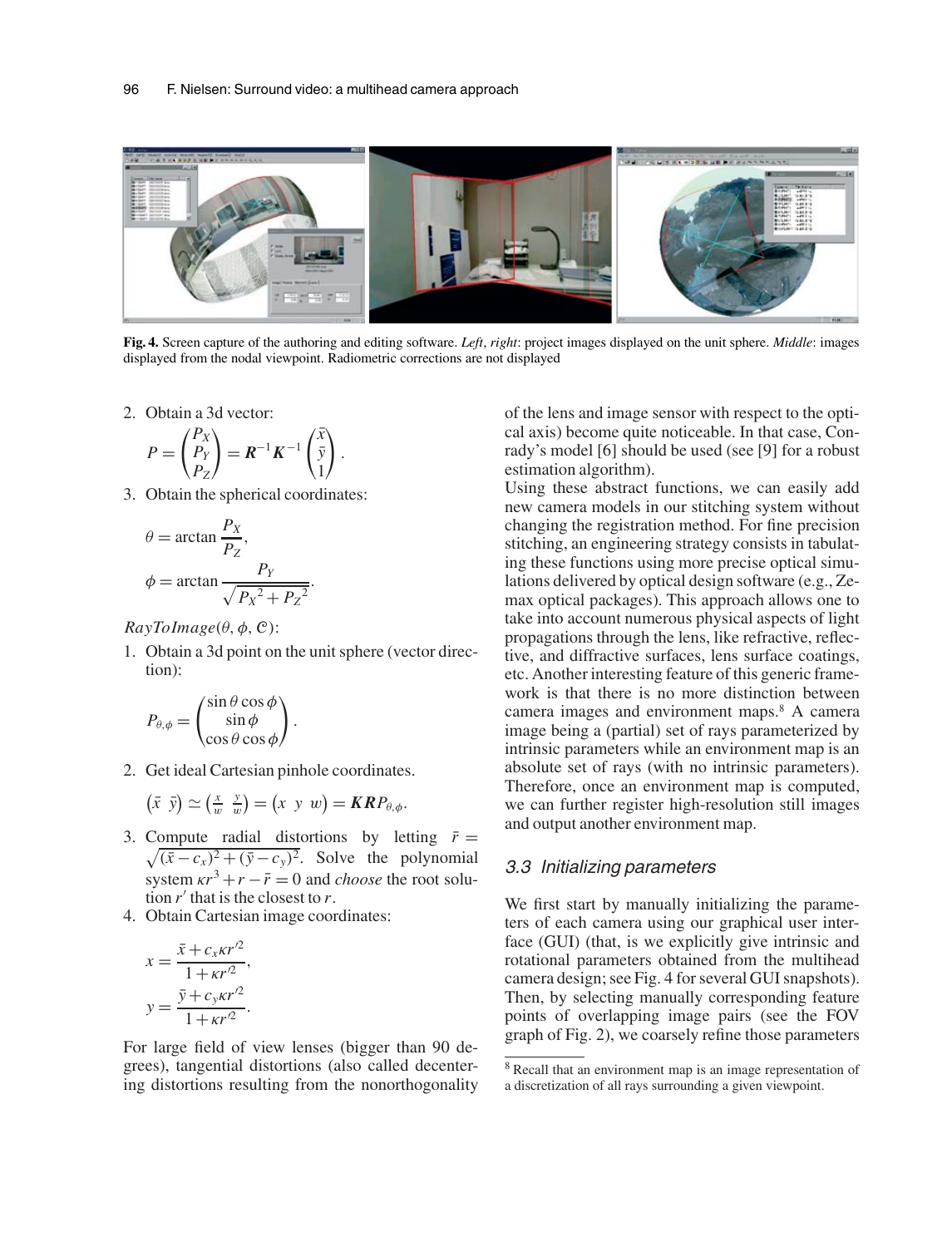**Fig. 4.** Screen capture of the authoring and editing software. *Left*, *right*: project images displayed on the unit sphere. *Middle*: images displayed from the nodal viewpoint. Radiometric corrections are not displayed

2. Obtain a 3d vector:

$$P = \begin{pmatrix} P_X \\ P_Y \\ P_Z \end{pmatrix} = \boldsymbol{R}^{-1}\boldsymbol{K}^{-1}\begin{pmatrix} \bar{x} \\ \bar{y} \\ 1 \end{pmatrix}.$$

3. Obtain the spherical coordinates:

$$\theta = \arctan \frac{P_X}{P_Z},$$

$$\phi = \arctan \frac{P_Y}{\sqrt{{P_X}^2 + {P_Z}^2}}.$$

*RayToImage*($\theta$, $\phi$, $\mathcal{C}$):

1. Obtain a 3d point on the unit sphere (vector direction):

$$P_{\theta,\phi} = \begin{pmatrix} \sin\theta\cos\phi \\ \sin\phi \\ \cos\theta\cos\phi \end{pmatrix}.$$

2. Get ideal Cartesian pinhole coordinates.

$$\begin{pmatrix} \bar{x} & \bar{y} \end{pmatrix} \simeq \begin{pmatrix} \frac{x}{w} & \frac{y}{w} \end{pmatrix} = \begin{pmatrix} x & y & w \end{pmatrix} = \boldsymbol{KR}P_{\theta,\phi}.$$

3. Compute radial distortions by letting $\bar{r} = \sqrt{(\bar{x}-c_x)^2 + (\bar{y}-c_y)^2}$. Solve the polynomial system $\kappa r^3 + r - \bar{r} = 0$ and *choose* the root solution $r'$ that is the closest to $r$.
4. Obtain Cartesian image coordinates:

$$x = \frac{\bar{x} + c_x \kappa r'^2}{1 + \kappa r'^2},$$

$$y = \frac{\bar{y} + c_y \kappa r'^2}{1 + \kappa r'^2}.$$

For large field of view lenses (bigger than 90 degrees), tangential distortions (also called decentering distortions resulting from the nonorthogonality of the lens and image sensor with respect to the optical axis) become quite noticeable. In that case, Conrady's model [6] should be used (see [9] for a robust estimation algorithm).

Using these abstract functions, we can easily add new camera models in our stitching system without changing the registration method. For fine precision stitching, an engineering strategy consists in tabulating these functions using more precise optical simulations delivered by optical design software (e.g., Zemax optical packages). This approach allows one to take into account numerous physical aspects of light propagations through the lens, like refractive, reflective, and diffractive surfaces, lens surface coatings, etc. Another interesting feature of this generic framework is that there is no more distinction between camera images and environment maps.[8] A camera image being a (partial) set of rays parameterized by intrinsic parameters while an environment map is an absolute set of rays (with no intrinsic parameters). Therefore, once an environment map is computed, we can further register high-resolution still images and output another environment map.

### 3.3 Initializing parameters

We first start by manually initializing the parameters of each camera using our graphical user interface (GUI) (that, is we explicitly give intrinsic and rotational parameters obtained from the multihead camera design; see Fig. 4 for several GUI snapshots). Then, by selecting manually corresponding feature points of overlapping image pairs (see the FOV graph of Fig. 2), we coarsely refine those parameters

[8] Recall that an environment map is an image representation of a discretization of all rays surrounding a given viewpoint.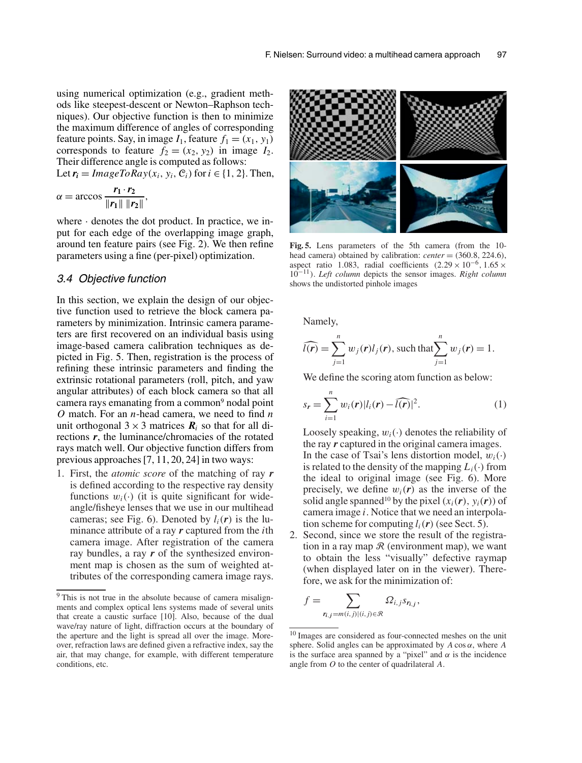using numerical optimization (e.g., gradient methods like steepest-descent or Newton–Raphson techniques). Our objective function is then to minimize the maximum difference of angles of corresponding feature points. Say, in image $I_1$, feature $f_1 = (x_1, y_1)$ corresponds to feature $f_2 = (x_2, y_2)$ in image $I_2$. Their difference angle is computed as follows:
Let $\boldsymbol{r_i} = \mathit{ImageToRay}(x_i, y_i, \mathcal{C}_i)$ for $i \in \{1, 2\}$. Then,

$$\alpha = \arccos \frac{\boldsymbol{r_1} \cdot \boldsymbol{r_2}}{\|\boldsymbol{r_1}\| \, \|\boldsymbol{r_2}\|},$$

where $\cdot$ denotes the dot product. In practice, we input for each edge of the overlapping image graph, around ten feature pairs (see Fig. 2). We then refine parameters using a fine (per-pixel) optimization.

### 3.4 Objective function

In this section, we explain the design of our objective function used to retrieve the block camera parameters by minimization. Intrinsic camera parameters are first recovered on an individual basis using image-based camera calibration techniques as depicted in Fig. 5. Then, registration is the process of refining these intrinsic parameters and finding the extrinsic rotational parameters (roll, pitch, and yaw angular attributes) of each block camera so that all camera rays emanating from a common[9] nodal point $O$ match. For an $n$-head camera, we need to find $n$ unit orthogonal $3 \times 3$ matrices $\boldsymbol{R}_i$ so that for all directions $\boldsymbol{r}$, the luminance/chromacies of the rotated rays match well. Our objective function differs from previous approaches [7, 11, 20, 24] in two ways:

1. First, the *atomic score* of the matching of ray $\boldsymbol{r}$ is defined according to the respective ray density functions $w_i(\cdot)$ (it is quite significant for wide-angle/fisheye lenses that we use in our multihead cameras; see Fig. 6). Denoted by $l_i(\boldsymbol{r})$ is the luminance attribute of a ray $\boldsymbol{r}$ captured from the $i$th camera image. After registration of the camera ray bundles, a ray $\boldsymbol{r}$ of the synthesized environment map is chosen as the sum of weighted attributes of the corresponding camera image rays. Namely,

$$\widehat{l(\boldsymbol{r})} = \sum_{j=1}^{n} w_j(\boldsymbol{r}) l_j(\boldsymbol{r}), \text{ such that} \sum_{j=1}^{n} w_j(\boldsymbol{r}) = 1.$$

We define the scoring atom function as below:

$$s_{\boldsymbol{r}} = \sum_{i=1}^{n} w_i(\boldsymbol{r}) |l_i(\boldsymbol{r}) - \widehat{l(\boldsymbol{r})}|^2. \tag{1}$$

Loosely speaking, $w_i(\cdot)$ denotes the reliability of the ray $\boldsymbol{r}$ captured in the original camera images. In the case of Tsai's lens distortion model, $w_i(\cdot)$ is related to the density of the mapping $L_i(\cdot)$ from the ideal to original image (see Fig. 6). More precisely, we define $w_i(\boldsymbol{r})$ as the inverse of the solid angle spanned[10] by the pixel $(x_i(\boldsymbol{r}), y_i(\boldsymbol{r}))$ of camera image $i$. Notice that we need an interpolation scheme for computing $l_i(\boldsymbol{r})$ (see Sect. 5).

2. Second, since we store the result of the registration in a ray map $\mathcal{R}$ (environment map), we want to obtain the less "visually" defective raymap (when displayed later on in the viewer). Therefore, we ask for the minimization of:

$$f = \sum_{\boldsymbol{r_{i,j}} = m(i,j) | (i,j) \in \mathcal{R}} \Omega_{i,j} s_{\boldsymbol{r_{i,j}}},$$

**Fig. 5.** Lens parameters of the 5th camera (from the 10-head camera) obtained by calibration: *center* = (360.8, 224.6), aspect ratio 1.083, radial coefficients $(2.29 \times 10^{-6}, 1.65 \times 10^{-11})$. *Left column* depicts the sensor images. *Right column* shows the undistorted pinhole images

[9] This is not true in the absolute because of camera misalignments and complex optical lens systems made of several units that create a caustic surface [10]. Also, because of the dual wave/ray nature of light, diffraction occurs at the boundary of the aperture and the light is spread all over the image. Moreover, refraction laws are defined given a refractive index, say the air, that may change, for example, with different temperature conditions, etc.

[10] Images are considered as four-connected meshes on the unit sphere. Solid angles can be approximated by $A \cos \alpha$, where $A$ is the surface area spanned by a "pixel" and $\alpha$ is the incidence angle from $O$ to the center of quadrilateral $A$.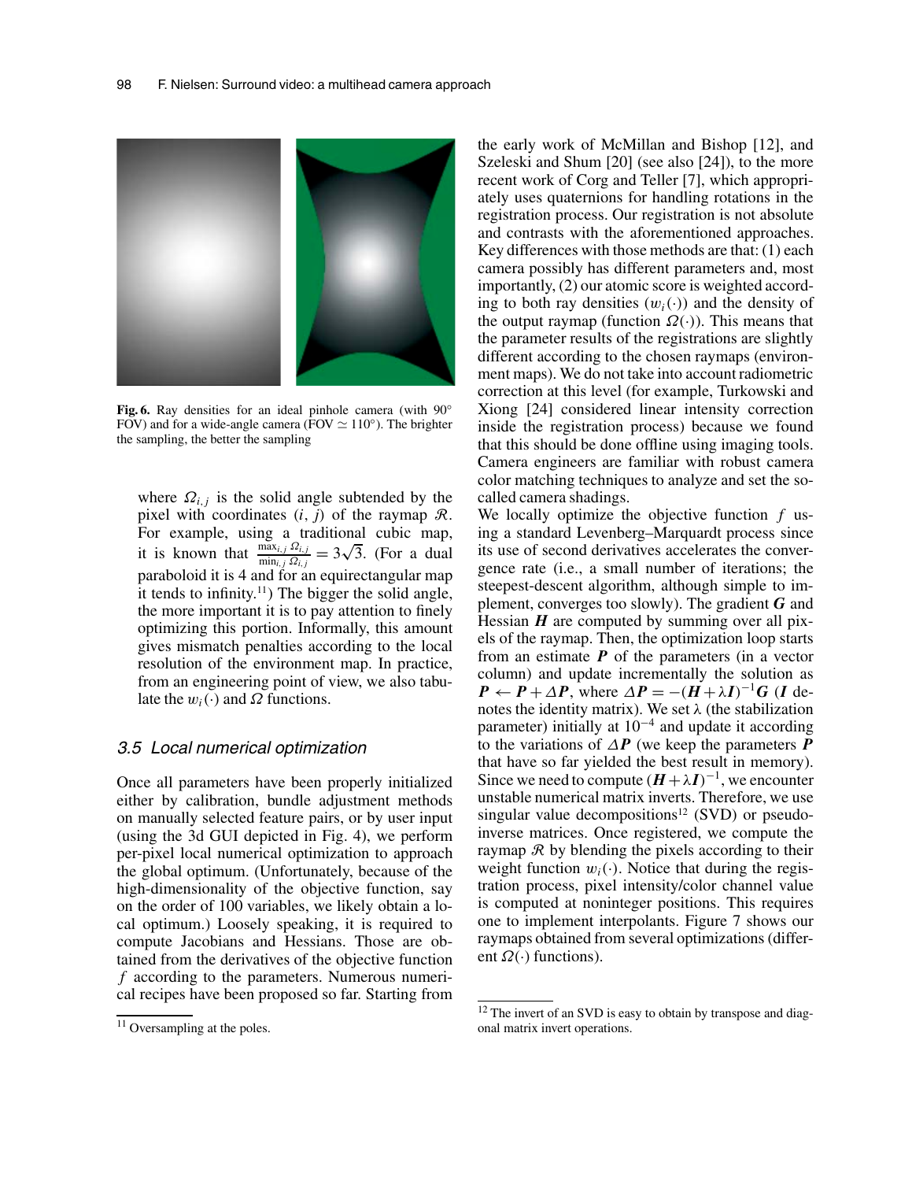Fig. 6. Ray densities for an ideal pinhole camera (with 90° FOV) and for a wide-angle camera (FOV $\simeq 110°$). The brighter the sampling, the better the sampling

where $\Omega_{i,j}$ is the solid angle subtended by the pixel with coordinates $(i, j)$ of the raymap $\mathcal{R}$. For example, using a traditional cubic map, it is known that $\frac{\max_{i,j} \Omega_{i,j}}{\min_{i,j} \Omega_{i,j}} = 3\sqrt{3}$. (For a dual paraboloid it is 4 and for an equirectangular map it tends to infinity.[11]) The bigger the solid angle, the more important it is to pay attention to finely optimizing this portion. Informally, this amount gives mismatch penalties according to the local resolution of the environment map. In practice, from an engineering point of view, we also tabulate the $w_i(\cdot)$ and $\Omega$ functions.

### 3.5 Local numerical optimization

Once all parameters have been properly initialized either by calibration, bundle adjustment methods on manually selected feature pairs, or by user input (using the 3d GUI depicted in Fig. 4), we perform per-pixel local numerical optimization to approach the global optimum. (Unfortunately, because of the high-dimensionality of the objective function, say on the order of 100 variables, we likely obtain a local optimum.) Loosely speaking, it is required to compute Jacobians and Hessians. Those are obtained from the derivatives of the objective function $f$ according to the parameters. Numerous numerical recipes have been proposed so far. Starting from the early work of McMillan and Bishop [12], and Szeleski and Shum [20] (see also [24]), to the more recent work of Corg and Teller [7], which appropriately uses quaternions for handling rotations in the registration process. Our registration is not absolute and contrasts with the aforementioned approaches. Key differences with those methods are that: (1) each camera possibly has different parameters and, most importantly, (2) our atomic score is weighted according to both ray densities ($w_i(\cdot)$) and the density of the output raymap (function $\Omega(\cdot)$). This means that the parameter results of the registrations are slightly different according to the chosen raymaps (environment maps). We do not take into account radiometric correction at this level (for example, Turkowski and Xiong [24] considered linear intensity correction inside the registration process) because we found that this should be done offline using imaging tools. Camera engineers are familiar with robust camera color matching techniques to analyze and set the so-called camera shadings.

We locally optimize the objective function $f$ using a standard Levenberg–Marquardt process since its use of second derivatives accelerates the convergence rate (i.e., a small number of iterations; the steepest-descent algorithm, although simple to implement, converges too slowly). The gradient $\boldsymbol{G}$ and Hessian $\boldsymbol{H}$ are computed by summing over all pixels of the raymap. Then, the optimization loop starts from an estimate $\boldsymbol{P}$ of the parameters (in a vector column) and update incrementally the solution as $\boldsymbol{P} \leftarrow \boldsymbol{P} + \Delta\boldsymbol{P}$, where $\Delta\boldsymbol{P} = -(\boldsymbol{H} + \lambda\boldsymbol{I})^{-1}\boldsymbol{G}$ ($\boldsymbol{I}$ denotes the identity matrix). We set $\lambda$ (the stabilization parameter) initially at $10^{-4}$ and update it according to the variations of $\Delta\boldsymbol{P}$ (we keep the parameters $\boldsymbol{P}$ that have so far yielded the best result in memory). Since we need to compute $(\boldsymbol{H} + \lambda\boldsymbol{I})^{-1}$, we encounter unstable numerical matrix inverts. Therefore, we use singular value decompositions[12] (SVD) or pseudo-inverse matrices. Once registered, we compute the raymap $\mathcal{R}$ by blending the pixels according to their weight function $w_i(\cdot)$. Notice that during the registration process, pixel intensity/color channel value is computed at noninteger positions. This requires one to implement interpolants. Figure 7 shows our raymaps obtained from several optimizations (different $\Omega(\cdot)$ functions).

[11] Oversampling at the poles.

[12] The invert of an SVD is easy to obtain by transpose and diagonal matrix invert operations.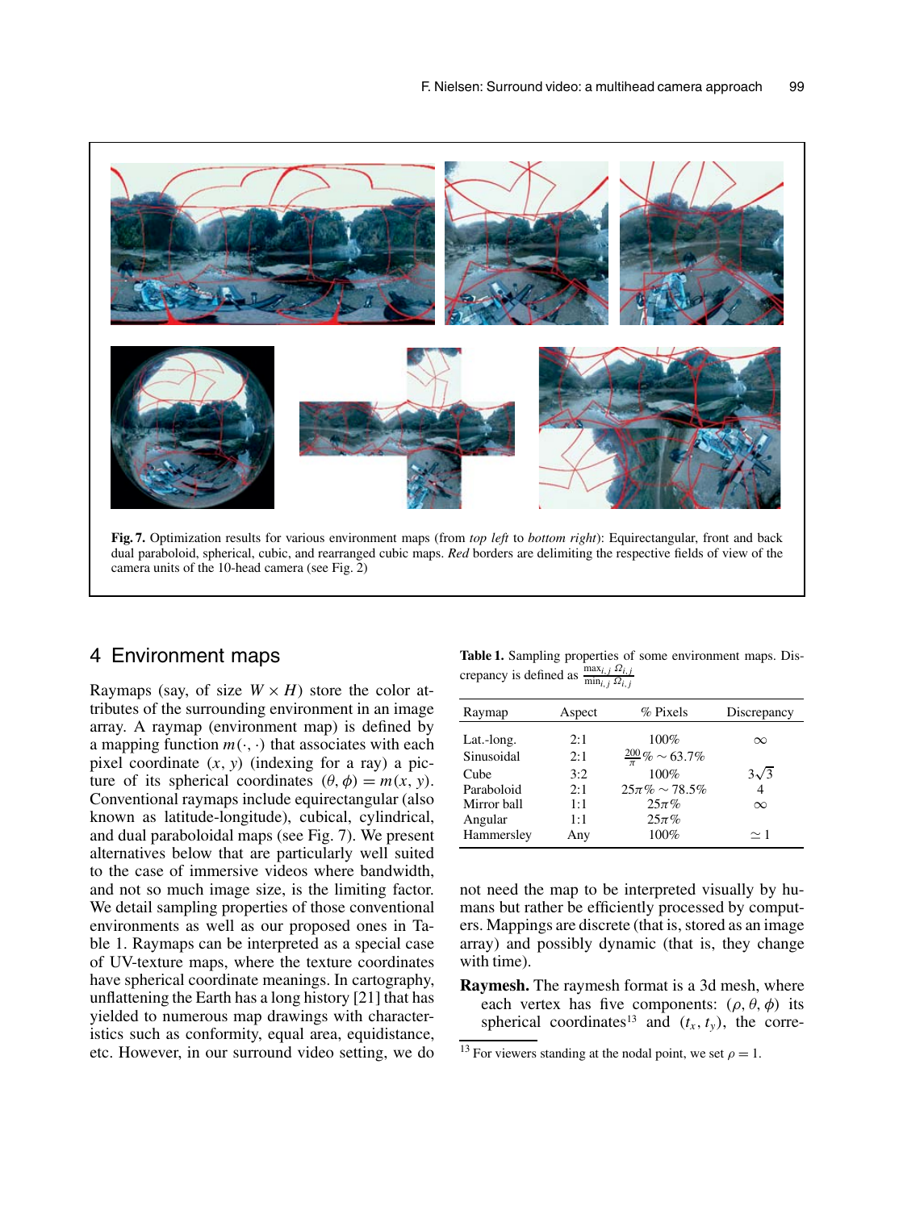**Fig. 7.** Optimization results for various environment maps (from *top left* to *bottom right*): Equirectangular, front and back dual paraboloid, spherical, cubic, and rearranged cubic maps. *Red* borders are delimiting the respective fields of view of the camera units of the 10-head camera (see Fig. 2)

## 4 Environment maps

Raymaps (say, of size $W \times H$) store the color attributes of the surrounding environment in an image array. A raymap (environment map) is defined by a mapping function $m(\cdot, \cdot)$ that associates with each pixel coordinate $(x, y)$ (indexing for a ray) a picture of its spherical coordinates $(\theta, \phi) = m(x, y)$. Conventional raymaps include equirectangular (also known as latitude-longitude), cubical, cylindrical, and dual paraboloidal maps (see Fig. 7). We present alternatives below that are particularly well suited to the case of immersive videos where bandwidth, and not so much image size, is the limiting factor. We detail sampling properties of those conventional environments as well as our proposed ones in Table 1. Raymaps can be interpreted as a special case of UV-texture maps, where the texture coordinates have spherical coordinate meanings. In cartography, unflattening the Earth has a long history [21] that has yielded to numerous map drawings with characteristics such as conformity, equal area, equidistance, etc. However, in our surround video setting, we do not need the map to be interpreted visually by humans but rather be efficiently processed by computers. Mappings are discrete (that is, stored as an image array) and possibly dynamic (that is, they change with time).

**Table 1.** Sampling properties of some environment maps. Discrepancy is defined as $\frac{\max_{i,j} \Omega_{i,j}}{\min_{i,j} \Omega_{i,j}}$

| Raymap | Aspect | % Pixels | Discrepancy |
|---|---|---|---|
| Lat.-long. | 2:1 | 100% | $\infty$ |
| Sinusoidal | 2:1 | $\frac{200}{\pi}\% \sim 63.7\%$ | |
| Cube | 3:2 | 100% | $3\sqrt{3}$ |
| Paraboloid | 2:1 | $25\pi\% \sim 78.5\%$ | 4 |
| Mirror ball | 1:1 | $25\pi\%$ | $\infty$ |
| Angular | 1:1 | $25\pi\%$ | |
| Hammersley | Any | 100% | $\simeq 1$ |

**Raymesh.** The raymesh format is a 3d mesh, where each vertex has five components: $(\rho, \theta, \phi)$ its spherical coordinates[13] and $(t_x, t_y)$, the corre-

[13] For viewers standing at the nodal point, we set $\rho = 1$.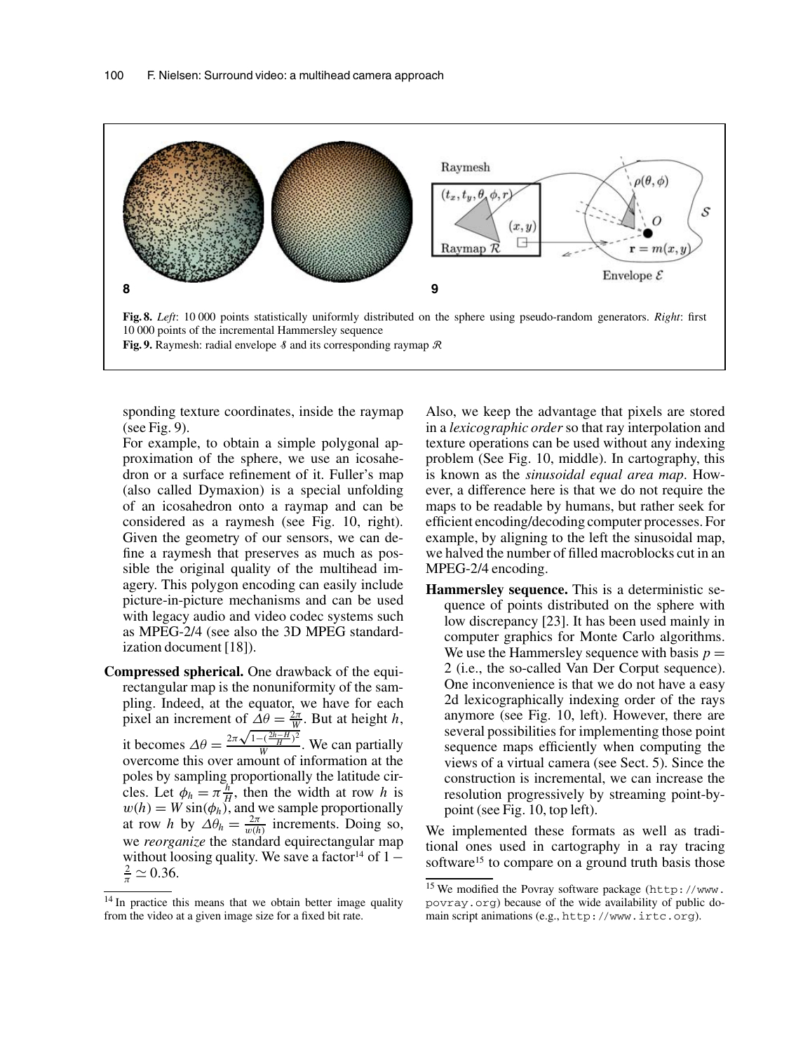**Fig. 8.** *Left*: 10 000 points statistically uniformly distributed on the sphere using pseudo-random generators. *Right*: first 10 000 points of the incremental Hammersley sequence

**Fig. 9.** Raymesh: radial envelope $\mathcal{S}$ and its corresponding raymap $\mathcal{R}$

sponding texture coordinates, inside the raymap (see Fig. 9).

For example, to obtain a simple polygonal approximation of the sphere, we use an icosahedron or a surface refinement of it. Fuller's map (also called Dymaxion) is a special unfolding of an icosahedron onto a raymap and can be considered as a raymesh (see Fig. 10, right). Given the geometry of our sensors, we can define a raymesh that preserves as much as possible the original quality of the multihead imagery. This polygon encoding can easily include picture-in-picture mechanisms and can be used with legacy audio and video codec systems such as MPEG-2/4 (see also the 3D MPEG standardization document [18]).

**Compressed spherical.** One drawback of the equirectangular map is the nonuniformity of the sampling. Indeed, at the equator, we have for each pixel an increment of $\Delta\theta = \frac{2\pi}{W}$. But at height $h$, it becomes $\Delta\theta = \frac{2\pi\sqrt{1-(\frac{2h-H}{H})^2}}{W}$. We can partially overcome this over amount of information at the poles by sampling proportionally the latitude circles. Let $\phi_h = \pi\frac{h}{H}$, then the width at row $h$ is $w(h) = W\sin(\phi_h)$, and we sample proportionally at row $h$ by $\Delta\theta_h = \frac{2\pi}{w(h)}$ increments. Doing so, we *reorganize* the standard equirectangular map without loosing quality. We save a factor[14] of $1 - \frac{2}{\pi} \simeq 0.36$. Also, we keep the advantage that pixels are stored in a *lexicographic order* so that ray interpolation and texture operations can be used without any indexing problem (See Fig. 10, middle). In cartography, this is known as the *sinusoidal equal area map*. However, a difference here is that we do not require the maps to be readable by humans, but rather seek for efficient encoding/decoding computer processes. For example, by aligning to the left the sinusoidal map, we halved the number of filled macroblocks cut in an MPEG-2/4 encoding.

**Hammersley sequence.** This is a deterministic sequence of points distributed on the sphere with low discrepancy [23]. It has been used mainly in computer graphics for Monte Carlo algorithms. We use the Hammersley sequence with basis $p = 2$ (i.e., the so-called Van Der Corput sequence). One inconvenience is that we do not have a easy 2d lexicographically indexing order of the rays anymore (see Fig. 10, left). However, there are several possibilities for implementing those point sequence maps efficiently when computing the views of a virtual camera (see Sect. 5). Since the construction is incremental, we can increase the resolution progressively by streaming point-by-point (see Fig. 10, top left).

We implemented these formats as well as traditional ones used in cartography in a ray tracing software[15] to compare on a ground truth basis those

---

[14] In practice this means that we obtain better image quality from the video at a given image size for a fixed bit rate.

[15] We modified the Povray software package (http://www.povray.org) because of the wide availability of public domain script animations (e.g., http://www.irtc.org).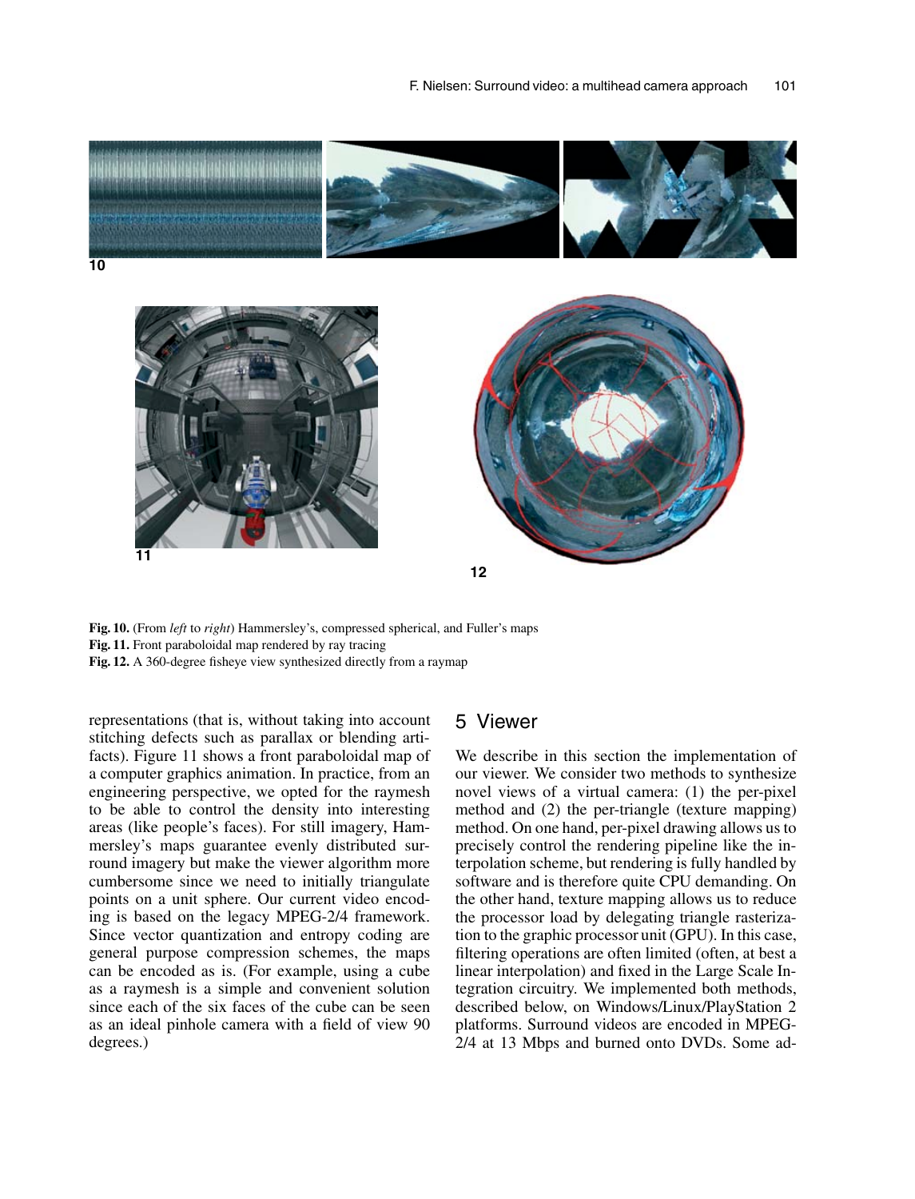**Fig. 10.** (From *left* to *right*) Hammersley's, compressed spherical, and Fuller's maps

**Fig. 11.** Front paraboloidal map rendered by ray tracing

**Fig. 12.** A 360-degree fisheye view synthesized directly from a raymap

representations (that is, without taking into account stitching defects such as parallax or blending artifacts). Figure 11 shows a front paraboloidal map of a computer graphics animation. In practice, from an engineering perspective, we opted for the raymesh to be able to control the density into interesting areas (like people's faces). For still imagery, Hammersley's maps guarantee evenly distributed surround imagery but make the viewer algorithm more cumbersome since we need to initially triangulate points on a unit sphere. Our current video encoding is based on the legacy MPEG-2/4 framework. Since vector quantization and entropy coding are general purpose compression schemes, the maps can be encoded as is. (For example, using a cube as a raymesh is a simple and convenient solution since each of the six faces of the cube can be seen as an ideal pinhole camera with a field of view 90 degrees.)

## 5 Viewer

We describe in this section the implementation of our viewer. We consider two methods to synthesize novel views of a virtual camera: (1) the per-pixel method and (2) the per-triangle (texture mapping) method. On one hand, per-pixel drawing allows us to precisely control the rendering pipeline like the interpolation scheme, but rendering is fully handled by software and is therefore quite CPU demanding. On the other hand, texture mapping allows us to reduce the processor load by delegating triangle rasterization to the graphic processor unit (GPU). In this case, filtering operations are often limited (often, at best a linear interpolation) and fixed in the Large Scale Integration circuitry. We implemented both methods, described below, on Windows/Linux/PlayStation 2 platforms. Surround videos are encoded in MPEG-2/4 at 13 Mbps and burned onto DVDs. Some ad-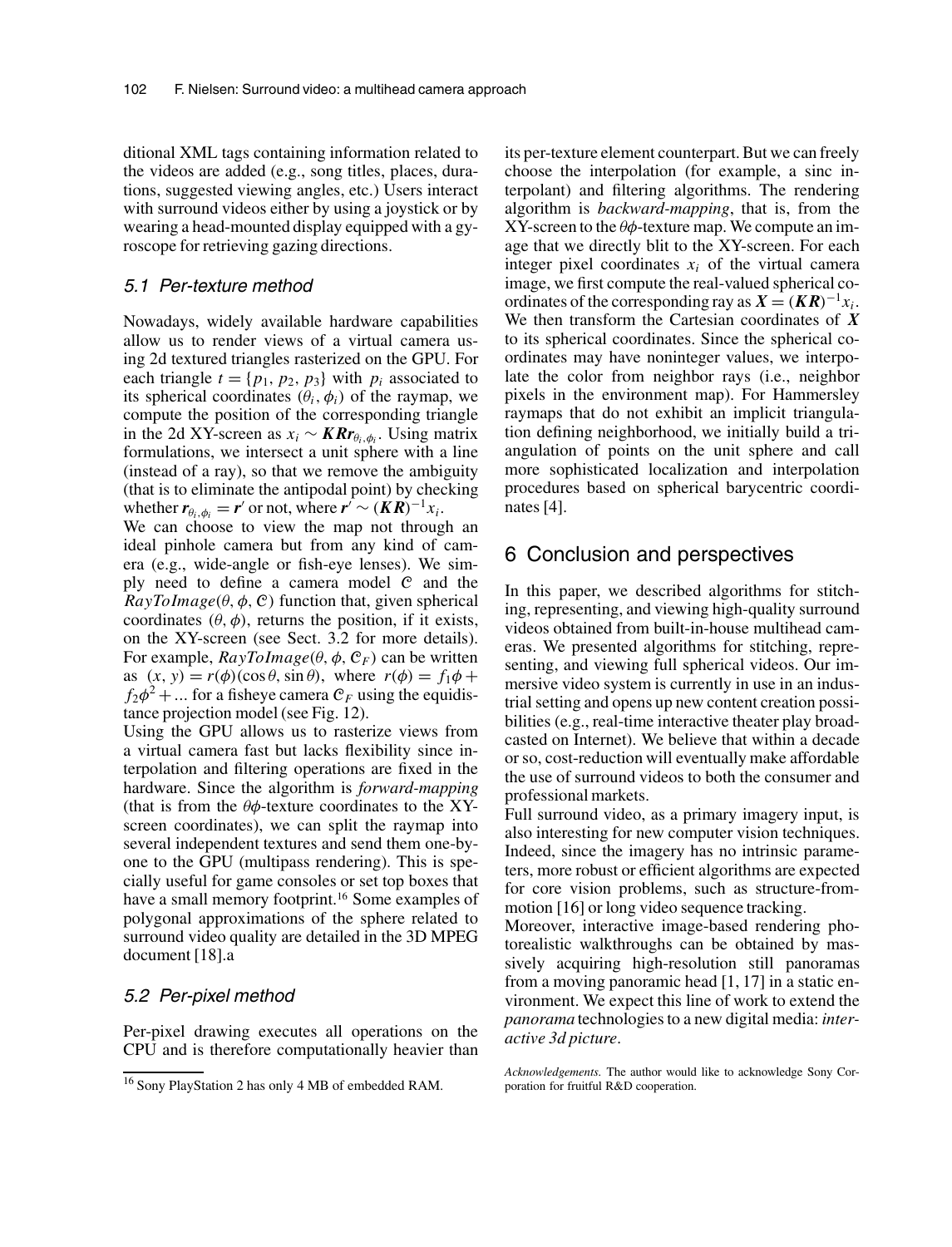ditional XML tags containing information related to the videos are added (e.g., song titles, places, durations, suggested viewing angles, etc.) Users interact with surround videos either by using a joystick or by wearing a head-mounted display equipped with a gyroscope for retrieving gazing directions.

### *5.1 Per-texture method*

Nowadays, widely available hardware capabilities allow us to render views of a virtual camera using 2d textured triangles rasterized on the GPU. For each triangle $t = \{p_1, p_2, p_3\}$ with $p_i$ associated to its spherical coordinates $(\theta_i, \phi_i)$ of the raymap, we compute the position of the corresponding triangle in the 2d XY-screen as $x_i \sim \boldsymbol{K}\boldsymbol{R}\boldsymbol{r}_{\theta_i,\phi_i}$. Using matrix formulations, we intersect a unit sphere with a line (instead of a ray), so that we remove the ambiguity (that is to eliminate the antipodal point) by checking whether $\boldsymbol{r}_{\theta_i,\phi_i} = \boldsymbol{r}'$ or not, where $\boldsymbol{r}' \sim (\boldsymbol{K}\boldsymbol{R})^{-1}x_i$.

We can choose to view the map not through an ideal pinhole camera but from any kind of camera (e.g., wide-angle or fish-eye lenses). We simply need to define a camera model $\mathcal{C}$ and the *RayToImage*$(\theta, \phi, \mathcal{C})$ function that, given spherical coordinates $(\theta, \phi)$, returns the position, if it exists, on the XY-screen (see Sect. 3.2 for more details). For example, *RayToImage*$(\theta, \phi, \mathcal{C}_F)$ can be written as $(x, y) = r(\phi)(\cos\theta, \sin\theta)$, where $r(\phi) = f_1\phi + f_2\phi^2 + \ldots$ for a fisheye camera $\mathcal{C}_F$ using the equidistance projection model (see Fig. 12).

Using the GPU allows us to rasterize views from a virtual camera fast but lacks flexibility since interpolation and filtering operations are fixed in the hardware. Since the algorithm is *forward-mapping* (that is from the $\theta\phi$-texture coordinates to the XY-screen coordinates), we can split the raymap into several independent textures and send them one-by-one to the GPU (multipass rendering). This is specially useful for game consoles or set top boxes that have a small memory footprint.[16] Some examples of polygonal approximations of the sphere related to surround video quality are detailed in the 3D MPEG document [18].a

### *5.2 Per-pixel method*

Per-pixel drawing executes all operations on the CPU and is therefore computationally heavier than its per-texture element counterpart. But we can freely choose the interpolation (for example, a sinc interpolant) and filtering algorithms. The rendering algorithm is *backward-mapping*, that is, from the XY-screen to the $\theta\phi$-texture map. We compute an image that we directly blit to the XY-screen. For each integer pixel coordinates $x_i$ of the virtual camera image, we first compute the real-valued spherical coordinates of the corresponding ray as $\boldsymbol{X} = (\boldsymbol{K}\boldsymbol{R})^{-1}x_i$. We then transform the Cartesian coordinates of $\boldsymbol{X}$ to its spherical coordinates. Since the spherical coordinates may have noninteger values, we interpolate the color from neighbor rays (i.e., neighbor pixels in the environment map). For Hammersley raymaps that do not exhibit an implicit triangulation defining neighborhood, we initially build a triangulation of points on the unit sphere and call more sophisticated localization and interpolation procedures based on spherical barycentric coordinates [4].

## 6 Conclusion and perspectives

In this paper, we described algorithms for stitching, representing, and viewing high-quality surround videos obtained from built-in-house multihead cameras. We presented algorithms for stitching, representing, and viewing full spherical videos. Our immersive video system is currently in use in an industrial setting and opens up new content creation possibilities (e.g., real-time interactive theater play broadcasted on Internet). We believe that within a decade or so, cost-reduction will eventually make affordable the use of surround videos to both the consumer and professional markets.

Full surround video, as a primary imagery input, is also interesting for new computer vision techniques. Indeed, since the imagery has no intrinsic parameters, more robust or efficient algorithms are expected for core vision problems, such as structure-from-motion [16] or long video sequence tracking.

Moreover, interactive image-based rendering photorealistic walkthroughs can be obtained by massively acquiring high-resolution still panoramas from a moving panoramic head [1, 17] in a static environment. We expect this line of work to extend the *panorama* technologies to a new digital media: *interactive 3d picture*.

*Acknowledgements.* The author would like to acknowledge Sony Corporation for fruitful R&D cooperation.

[16] Sony PlayStation 2 has only 4 MB of embedded RAM.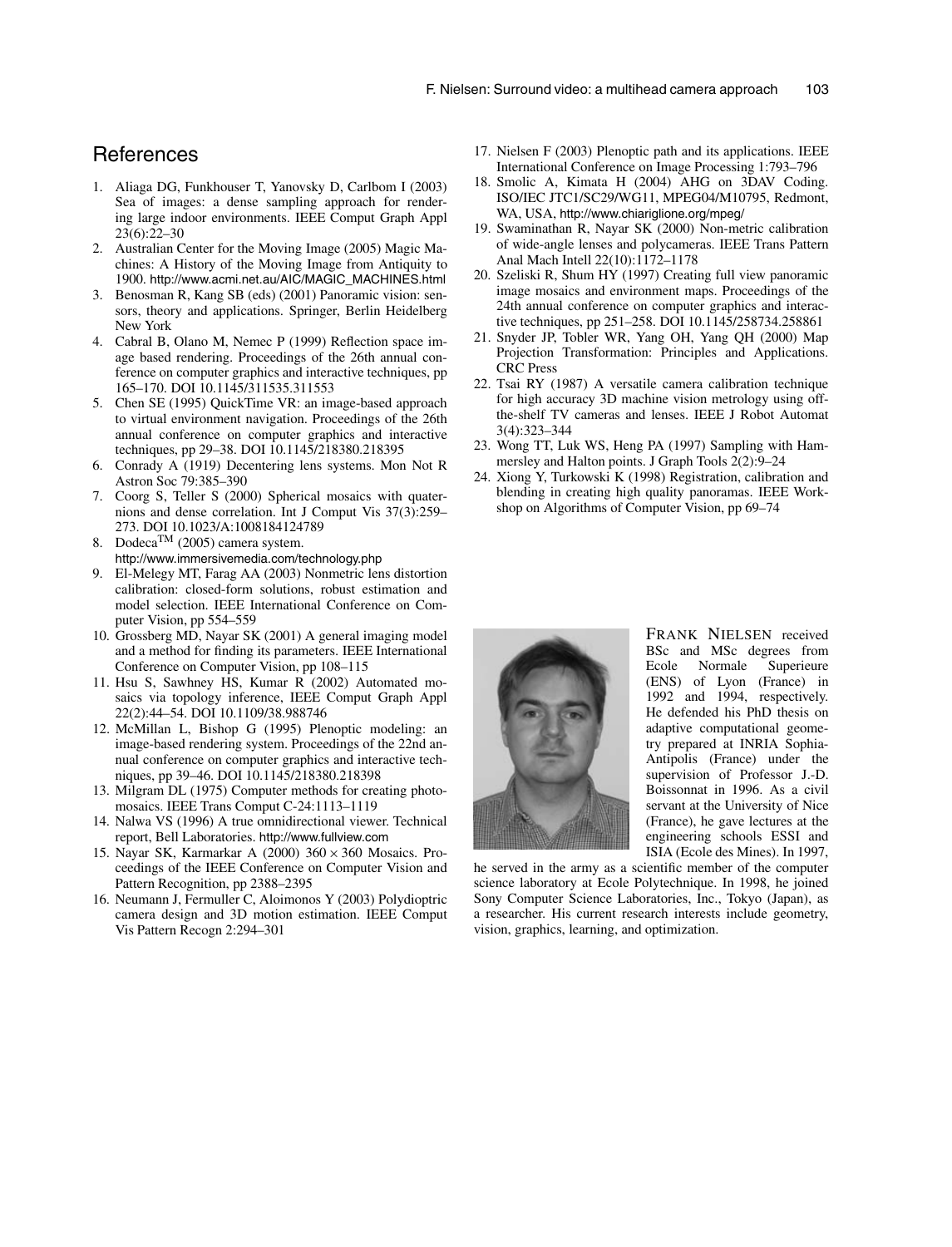## References

1. Aliaga DG, Funkhouser T, Yanovsky D, Carlbom I (2003) Sea of images: a dense sampling approach for rendering large indoor environments. IEEE Comput Graph Appl 23(6):22–30
2. Australian Center for the Moving Image (2005) Magic Machines: A History of the Moving Image from Antiquity to 1900. http://www.acmi.net.au/AIC/MAGIC_MACHINES.html
3. Benosman R, Kang SB (eds) (2001) Panoramic vision: sensors, theory and applications. Springer, Berlin Heidelberg New York
4. Cabral B, Olano M, Nemec P (1999) Reflection space image based rendering. Proceedings of the 26th annual conference on computer graphics and interactive techniques, pp 165–170. DOI 10.1145/311535.311553
5. Chen SE (1995) QuickTime VR: an image-based approach to virtual environment navigation. Proceedings of the 26th annual conference on computer graphics and interactive techniques, pp 29–38. DOI 10.1145/218380.218395
6. Conrady A (1919) Decentering lens systems. Mon Not R Astron Soc 79:385–390
7. Coorg S, Teller S (2000) Spherical mosaics with quaternions and dense correlation. Int J Comput Vis 37(3):259–273. DOI 10.1023/A:1008184124789
8. Dodeca™ (2005) camera system. http://www.immersivemedia.com/technology.php
9. El-Melegy MT, Farag AA (2003) Nonmetric lens distortion calibration: closed-form solutions, robust estimation and model selection. IEEE International Conference on Computer Vision, pp 554–559
10. Grossberg MD, Nayar SK (2001) A general imaging model and a method for finding its parameters. IEEE International Conference on Computer Vision, pp 108–115
11. Hsu S, Sawhney HS, Kumar R (2002) Automated mosaics via topology inference, IEEE Comput Graph Appl 22(2):44–54. DOI 10.1109/38.988746
12. McMillan L, Bishop G (1995) Plenoptic modeling: an image-based rendering system. Proceedings of the 22nd annual conference on computer graphics and interactive techniques, pp 39–46. DOI 10.1145/218380.218398
13. Milgram DL (1975) Computer methods for creating photomosaics. IEEE Trans Comput C-24:1113–1119
14. Nalwa VS (1996) A true omnidirectional viewer. Technical report, Bell Laboratories. http://www.fullview.com
15. Nayar SK, Karmarkar A (2000) $360 \times 360$ Mosaics. Proceedings of the IEEE Conference on Computer Vision and Pattern Recognition, pp 2388–2395
16. Neumann J, Fermuller C, Aloimonos Y (2003) Polydioptric camera design and 3D motion estimation. IEEE Comput Vis Pattern Recogn 2:294–301
17. Nielsen F (2003) Plenoptic path and its applications. IEEE International Conference on Image Processing 1:793–796
18. Smolic A, Kimata H (2004) AHG on 3DAV Coding. ISO/IEC JTC1/SC29/WG11, MPEG04/M10795, Redmont, WA, USA, http://www.chiariglione.org/mpeg/
19. Swaminathan R, Nayar SK (2000) Non-metric calibration of wide-angle lenses and polycameras. IEEE Trans Pattern Anal Mach Intell 22(10):1172–1178
20. Szeliski R, Shum HY (1997) Creating full view panoramic image mosaics and environment maps. Proceedings of the 24th annual conference on computer graphics and interactive techniques, pp 251–258. DOI 10.1145/258734.258861
21. Snyder JP, Tobler WR, Yang OH, Yang QH (2000) Map Projection Transformation: Principles and Applications. CRC Press
22. Tsai RY (1987) A versatile camera calibration technique for high accuracy 3D machine vision metrology using off-the-shelf TV cameras and lenses. IEEE J Robot Automat 3(4):323–344
23. Wong TT, Luk WS, Heng PA (1997) Sampling with Hammersley and Halton points. J Graph Tools 2(2):9–24
24. Xiong Y, Turkowski K (1998) Registration, calibration and blending in creating high quality panoramas. IEEE Workshop on Algorithms of Computer Vision, pp 69–74

FRANK NIELSEN received BSc and MSc degrees from Ecole Normale Superieure (ENS) of Lyon (France) in 1992 and 1994, respectively. He defended his PhD thesis on adaptive computational geometry prepared at INRIA Sophia-Antipolis (France) under the supervision of Professor J.-D. Boissonnat in 1996. As a civil servant at the University of Nice (France), he gave lectures at the engineering schools ESSI and ISIA (Ecole des Mines). In 1997, he served in the army as a scientific member of the computer science laboratory at Ecole Polytechnique. In 1998, he joined Sony Computer Science Laboratories, Inc., Tokyo (Japan), as a researcher. His current research interests include geometry, vision, graphics, learning, and optimization.